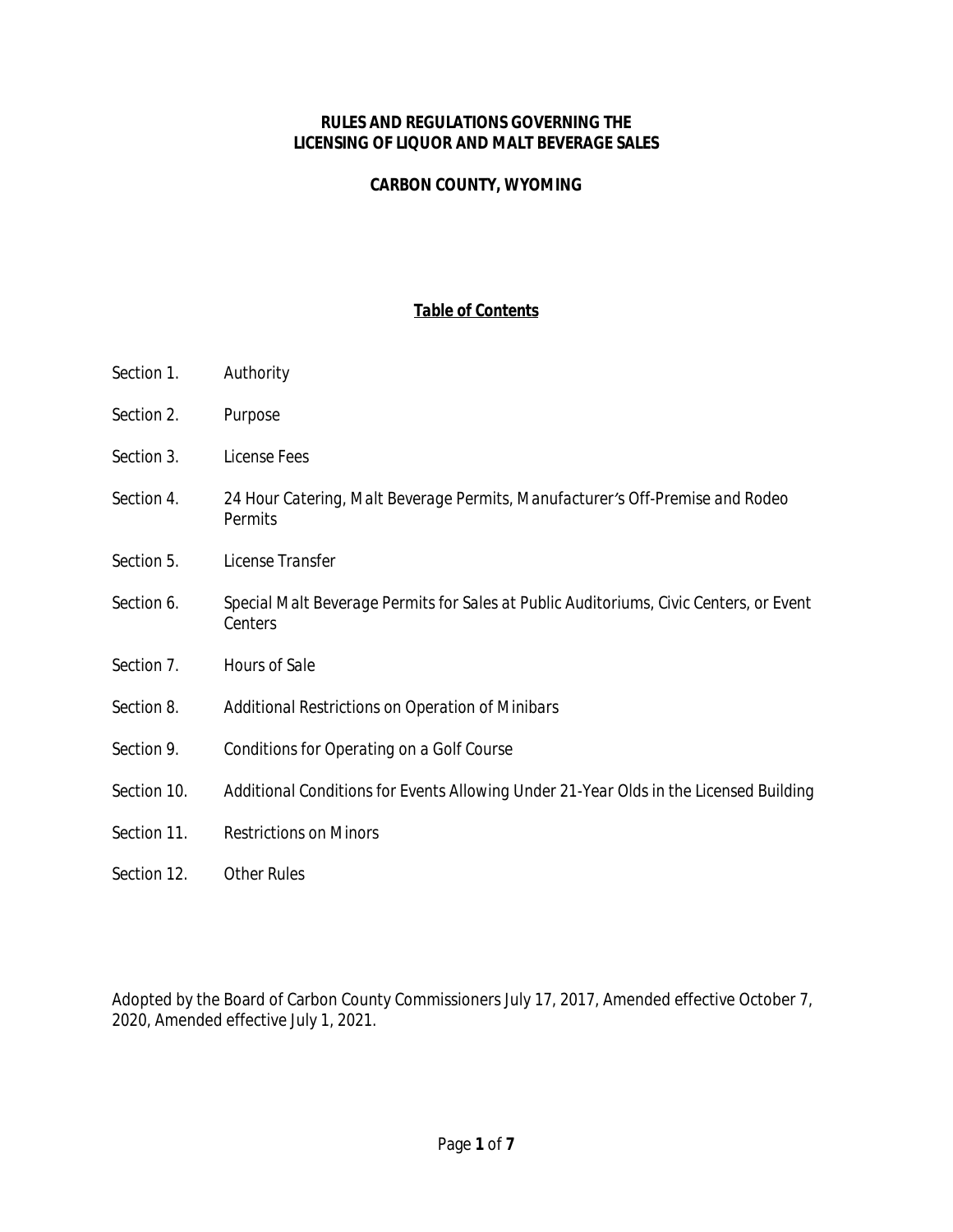# RULES AND REGULATIONS GOVERNING THE LICENSING OF LIQUOR AND MALT BEVERAGE SALES

## CARBON COUNTY, WYOMING

### Table of Contents

| | |
|---|---|
| Section 1. | Authority |
| Section 2. | Purpose |
| Section 3. | License Fees |
| Section 4. | 24 Hour Catering, Malt Beverage Permits, Manufacturer's Off-Premise and Rodeo Permits |
| Section 5. | License Transfer |
| Section 6. | Special Malt Beverage Permits for Sales at Public Auditoriums, Civic Centers, or Event Centers |
| Section 7. | Hours of Sale |
| Section 8. | Additional Restrictions on Operation of Minibars |
| Section 9. | Conditions for Operating on a Golf Course |
| Section 10. | Additional Conditions for Events Allowing Under 21-Year Olds in the Licensed Building |
| Section 11. | Restrictions on Minors |
| Section 12. | Other Rules |

Adopted by the Board of Carbon County Commissioners July 17, 2017, Amended effective October 7, 2020, Amended effective July 1, 2021.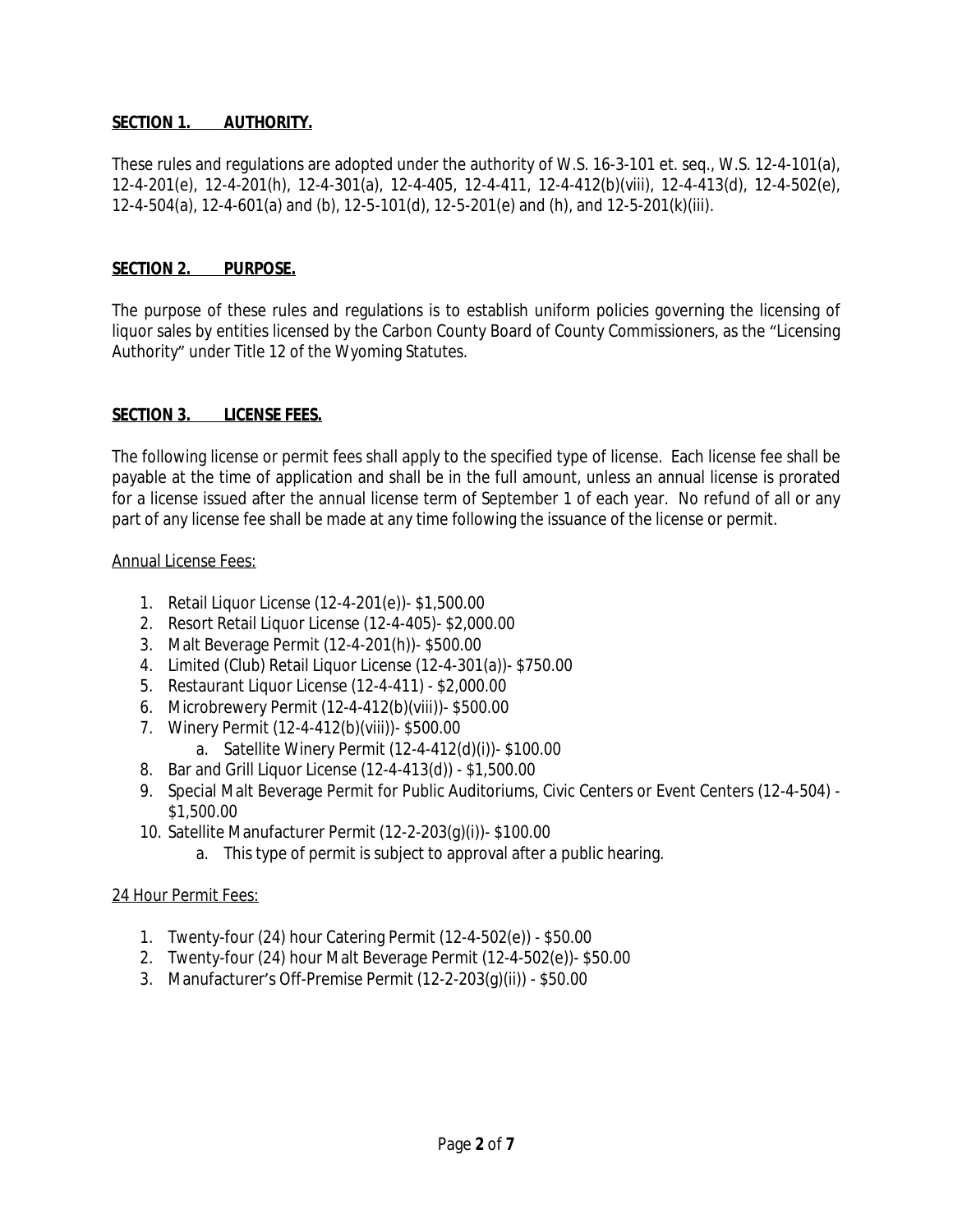## SECTION 1. AUTHORITY.

These rules and regulations are adopted under the authority of W.S. 16-3-101 et. seq., W.S. 12-4-101(a), 12-4-201(e), 12-4-201(h), 12-4-301(a), 12-4-405, 12-4-411, 12-4-412(b)(viii), 12-4-413(d), 12-4-502(e), 12-4-504(a), 12-4-601(a) and (b), 12-5-101(d), 12-5-201(e) and (h), and 12-5-201(k)(iii).

## SECTION 2. PURPOSE.

The purpose of these rules and regulations is to establish uniform policies governing the licensing of liquor sales by entities licensed by the Carbon County Board of County Commissioners, as the "Licensing Authority" under Title 12 of the Wyoming Statutes.

## SECTION 3. LICENSE FEES.

The following license or permit fees shall apply to the specified type of license. Each license fee shall be payable at the time of application and shall be in the full amount, unless an annual license is prorated for a license issued after the annual license term of September 1 of each year. No refund of all or any part of any license fee shall be made at any time following the issuance of the license or permit.

Annual License Fees:

1. Retail Liquor License (12-4-201(e))- $1,500.00
2. Resort Retail Liquor License (12-4-405)- $2,000.00
3. Malt Beverage Permit (12-4-201(h))- $500.00
4. Limited (Club) Retail Liquor License (12-4-301(a))- $750.00
5. Restaurant Liquor License (12-4-411) - $2,000.00
6. Microbrewery Permit (12-4-412(b)(viii))- $500.00
7. Winery Permit (12-4-412(b)(viii))- $500.00
    a. Satellite Winery Permit (12-4-412(d)(i))- $100.00
8. Bar and Grill Liquor License (12-4-413(d)) - $1,500.00
9. Special Malt Beverage Permit for Public Auditoriums, Civic Centers or Event Centers (12-4-504) - $1,500.00
10. Satellite Manufacturer Permit (12-2-203(g)(i))- $100.00
    a. This type of permit is subject to approval after a public hearing.

24 Hour Permit Fees:

1. Twenty-four (24) hour Catering Permit (12-4-502(e)) - $50.00
2. Twenty-four (24) hour Malt Beverage Permit (12-4-502(e))- $50.00
3. Manufacturer's Off-Premise Permit (12-2-203(g)(ii)) - $50.00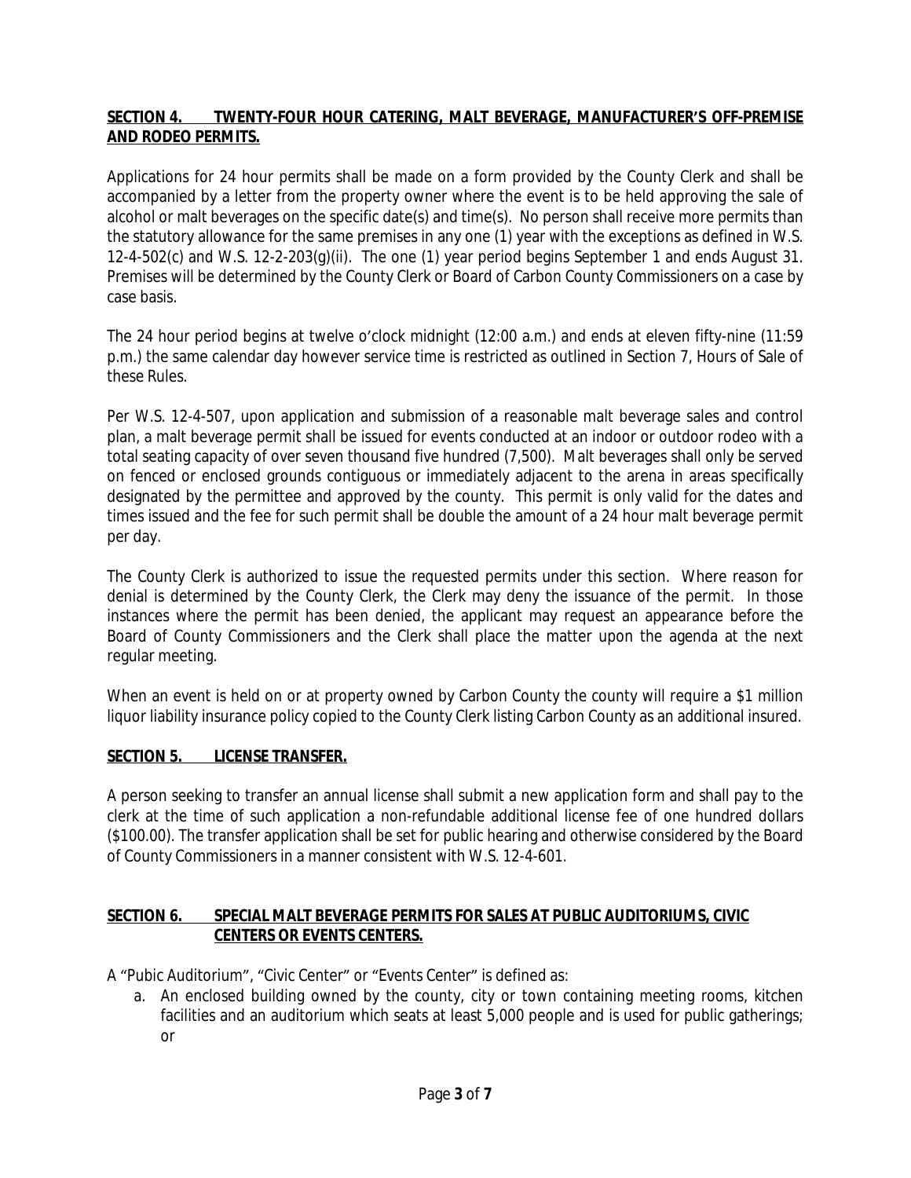## SECTION 4. TWENTY-FOUR HOUR CATERING, MALT BEVERAGE, MANUFACTURER'S OFF-PREMISE AND RODEO PERMITS.

Applications for 24 hour permits shall be made on a form provided by the County Clerk and shall be accompanied by a letter from the property owner where the event is to be held approving the sale of alcohol or malt beverages on the specific date(s) and time(s). No person shall receive more permits than the statutory allowance for the same premises in any one (1) year with the exceptions as defined in W.S. 12-4-502(c) and W.S. 12-2-203(g)(ii). The one (1) year period begins September 1 and ends August 31. Premises will be determined by the County Clerk or Board of Carbon County Commissioners on a case by case basis.

The 24 hour period begins at twelve o'clock midnight (12:00 a.m.) and ends at eleven fifty-nine (11:59 p.m.) the same calendar day however service time is restricted as outlined in Section 7, Hours of Sale of these Rules.

Per W.S. 12-4-507, upon application and submission of a reasonable malt beverage sales and control plan, a malt beverage permit shall be issued for events conducted at an indoor or outdoor rodeo with a total seating capacity of over seven thousand five hundred (7,500). Malt beverages shall only be served on fenced or enclosed grounds contiguous or immediately adjacent to the arena in areas specifically designated by the permittee and approved by the county. This permit is only valid for the dates and times issued and the fee for such permit shall be double the amount of a 24 hour malt beverage permit per day.

The County Clerk is authorized to issue the requested permits under this section. Where reason for denial is determined by the County Clerk, the Clerk may deny the issuance of the permit. In those instances where the permit has been denied, the applicant may request an appearance before the Board of County Commissioners and the Clerk shall place the matter upon the agenda at the next regular meeting.

When an event is held on or at property owned by Carbon County the county will require a $1 million liquor liability insurance policy copied to the County Clerk listing Carbon County as an additional insured.

## SECTION 5. LICENSE TRANSFER.

A person seeking to transfer an annual license shall submit a new application form and shall pay to the clerk at the time of such application a non-refundable additional license fee of one hundred dollars ($100.00). The transfer application shall be set for public hearing and otherwise considered by the Board of County Commissioners in a manner consistent with W.S. 12-4-601.

## SECTION 6. SPECIAL MALT BEVERAGE PERMITS FOR SALES AT PUBLIC AUDITORIUMS, CIVIC CENTERS OR EVENTS CENTERS.

A "Pubic Auditorium", "Civic Center" or "Events Center" is defined as:

a. An enclosed building owned by the county, city or town containing meeting rooms, kitchen facilities and an auditorium which seats at least 5,000 people and is used for public gatherings; or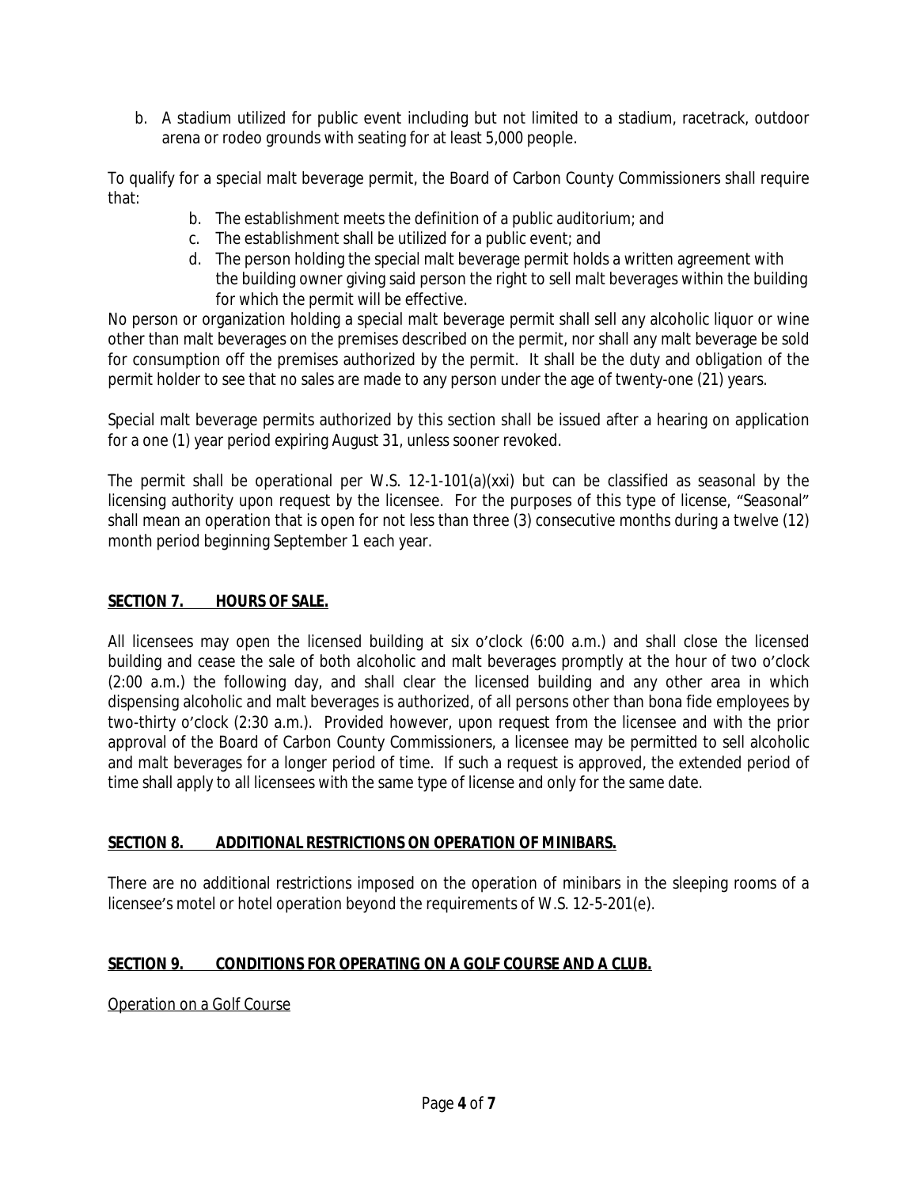b. A stadium utilized for public event including but not limited to a stadium, racetrack, outdoor arena or rodeo grounds with seating for at least 5,000 people.

To qualify for a special malt beverage permit, the Board of Carbon County Commissioners shall require that:

b. The establishment meets the definition of a public auditorium; and
c. The establishment shall be utilized for a public event; and
d. The person holding the special malt beverage permit holds a written agreement with the building owner giving said person the right to sell malt beverages within the building for which the permit will be effective.

No person or organization holding a special malt beverage permit shall sell any alcoholic liquor or wine other than malt beverages on the premises described on the permit, nor shall any malt beverage be sold for consumption off the premises authorized by the permit. It shall be the duty and obligation of the permit holder to see that no sales are made to any person under the age of twenty-one (21) years.

Special malt beverage permits authorized by this section shall be issued after a hearing on application for a one (1) year period expiring August 31, unless sooner revoked.

The permit shall be operational per W.S. 12-1-101(a)(xxi) but can be classified as seasonal by the licensing authority upon request by the licensee. For the purposes of this type of license, "Seasonal" shall mean an operation that is open for not less than three (3) consecutive months during a twelve (12) month period beginning September 1 each year.

## SECTION 7. HOURS OF SALE.

All licensees may open the licensed building at six o'clock (6:00 a.m.) and shall close the licensed building and cease the sale of both alcoholic and malt beverages promptly at the hour of two o'clock (2:00 a.m.) the following day, and shall clear the licensed building and any other area in which dispensing alcoholic and malt beverages is authorized, of all persons other than bona fide employees by two-thirty o'clock (2:30 a.m.). Provided however, upon request from the licensee and with the prior approval of the Board of Carbon County Commissioners, a licensee may be permitted to sell alcoholic and malt beverages for a longer period of time. If such a request is approved, the extended period of time shall apply to all licensees with the same type of license and only for the same date.

## SECTION 8. ADDITIONAL RESTRICTIONS ON OPERATION OF MINIBARS.

There are no additional restrictions imposed on the operation of minibars in the sleeping rooms of a licensee's motel or hotel operation beyond the requirements of W.S. 12-5-201(e).

## SECTION 9. CONDITIONS FOR OPERATING ON A GOLF COURSE AND A CLUB.

Operation on a Golf Course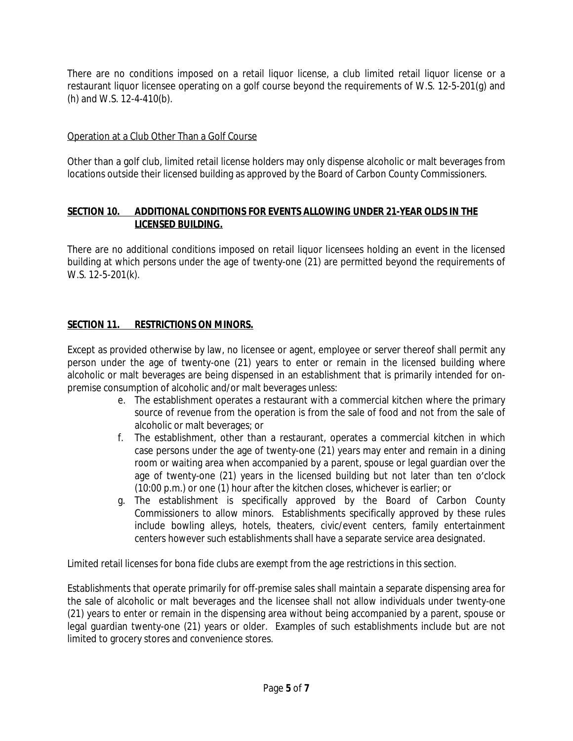There are no conditions imposed on a retail liquor license, a club limited retail liquor license or a restaurant liquor licensee operating on a golf course beyond the requirements of W.S. 12-5-201(g) and (h) and W.S. 12-4-410(b).

Operation at a Club Other Than a Golf Course

Other than a golf club, limited retail license holders may only dispense alcoholic or malt beverages from locations outside their licensed building as approved by the Board of Carbon County Commissioners.

## SECTION 10. ADDITIONAL CONDITIONS FOR EVENTS ALLOWING UNDER 21-YEAR OLDS IN THE LICENSED BUILDING.

There are no additional conditions imposed on retail liquor licensees holding an event in the licensed building at which persons under the age of twenty-one (21) are permitted beyond the requirements of W.S. 12-5-201(k).

## SECTION 11. RESTRICTIONS ON MINORS.

Except as provided otherwise by law, no licensee or agent, employee or server thereof shall permit any person under the age of twenty-one (21) years to enter or remain in the licensed building where alcoholic or malt beverages are being dispensed in an establishment that is primarily intended for on-premise consumption of alcoholic and/or malt beverages unless:

e. The establishment operates a restaurant with a commercial kitchen where the primary source of revenue from the operation is from the sale of food and not from the sale of alcoholic or malt beverages; or

f. The establishment, other than a restaurant, operates a commercial kitchen in which case persons under the age of twenty-one (21) years may enter and remain in a dining room or waiting area when accompanied by a parent, spouse or legal guardian over the age of twenty-one (21) years in the licensed building but not later than ten o'clock (10:00 p.m.) or one (1) hour after the kitchen closes, whichever is earlier; or

g. The establishment is specifically approved by the Board of Carbon County Commissioners to allow minors. Establishments specifically approved by these rules include bowling alleys, hotels, theaters, civic/event centers, family entertainment centers however such establishments shall have a separate service area designated.

Limited retail licenses for bona fide clubs are exempt from the age restrictions in this section.

Establishments that operate primarily for off-premise sales shall maintain a separate dispensing area for the sale of alcoholic or malt beverages and the licensee shall not allow individuals under twenty-one (21) years to enter or remain in the dispensing area without being accompanied by a parent, spouse or legal guardian twenty-one (21) years or older. Examples of such establishments include but are not limited to grocery stores and convenience stores.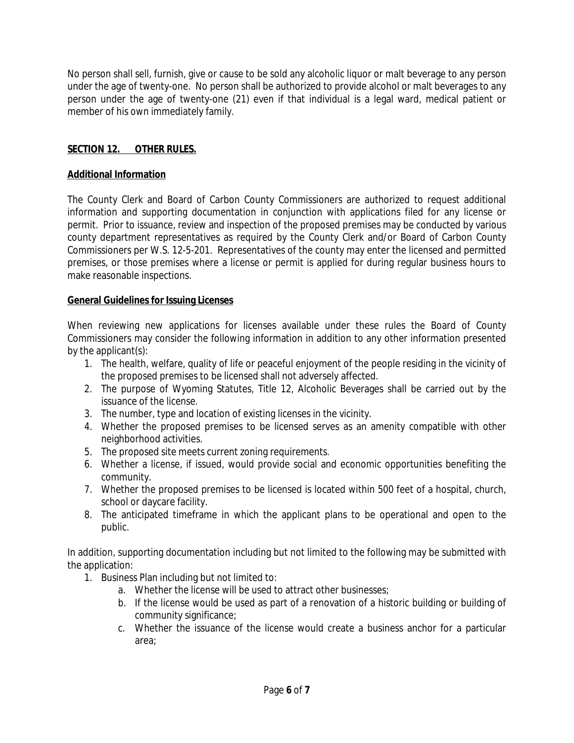No person shall sell, furnish, give or cause to be sold any alcoholic liquor or malt beverage to any person under the age of twenty-one. No person shall be authorized to provide alcohol or malt beverages to any person under the age of twenty-one (21) even if that individual is a legal ward, medical patient or member of his own immediately family.

## SECTION 12. OTHER RULES.

### Additional Information

The County Clerk and Board of Carbon County Commissioners are authorized to request additional information and supporting documentation in conjunction with applications filed for any license or permit. Prior to issuance, review and inspection of the proposed premises may be conducted by various county department representatives as required by the County Clerk and/or Board of Carbon County Commissioners per W.S. 12-5-201. Representatives of the county may enter the licensed and permitted premises, or those premises where a license or permit is applied for during regular business hours to make reasonable inspections.

### General Guidelines for Issuing Licenses

When reviewing new applications for licenses available under these rules the Board of County Commissioners may consider the following information in addition to any other information presented by the applicant(s):

1. The health, welfare, quality of life or peaceful enjoyment of the people residing in the vicinity of the proposed premises to be licensed shall not adversely affected.
2. The purpose of Wyoming Statutes, Title 12, Alcoholic Beverages shall be carried out by the issuance of the license.
3. The number, type and location of existing licenses in the vicinity.
4. Whether the proposed premises to be licensed serves as an amenity compatible with other neighborhood activities.
5. The proposed site meets current zoning requirements.
6. Whether a license, if issued, would provide social and economic opportunities benefiting the community.
7. Whether the proposed premises to be licensed is located within 500 feet of a hospital, church, school or daycare facility.
8. The anticipated timeframe in which the applicant plans to be operational and open to the public.

In addition, supporting documentation including but not limited to the following may be submitted with the application:

1. Business Plan including but not limited to:
    a. Whether the license will be used to attract other businesses;
    b. If the license would be used as part of a renovation of a historic building or building of community significance;
    c. Whether the issuance of the license would create a business anchor for a particular area;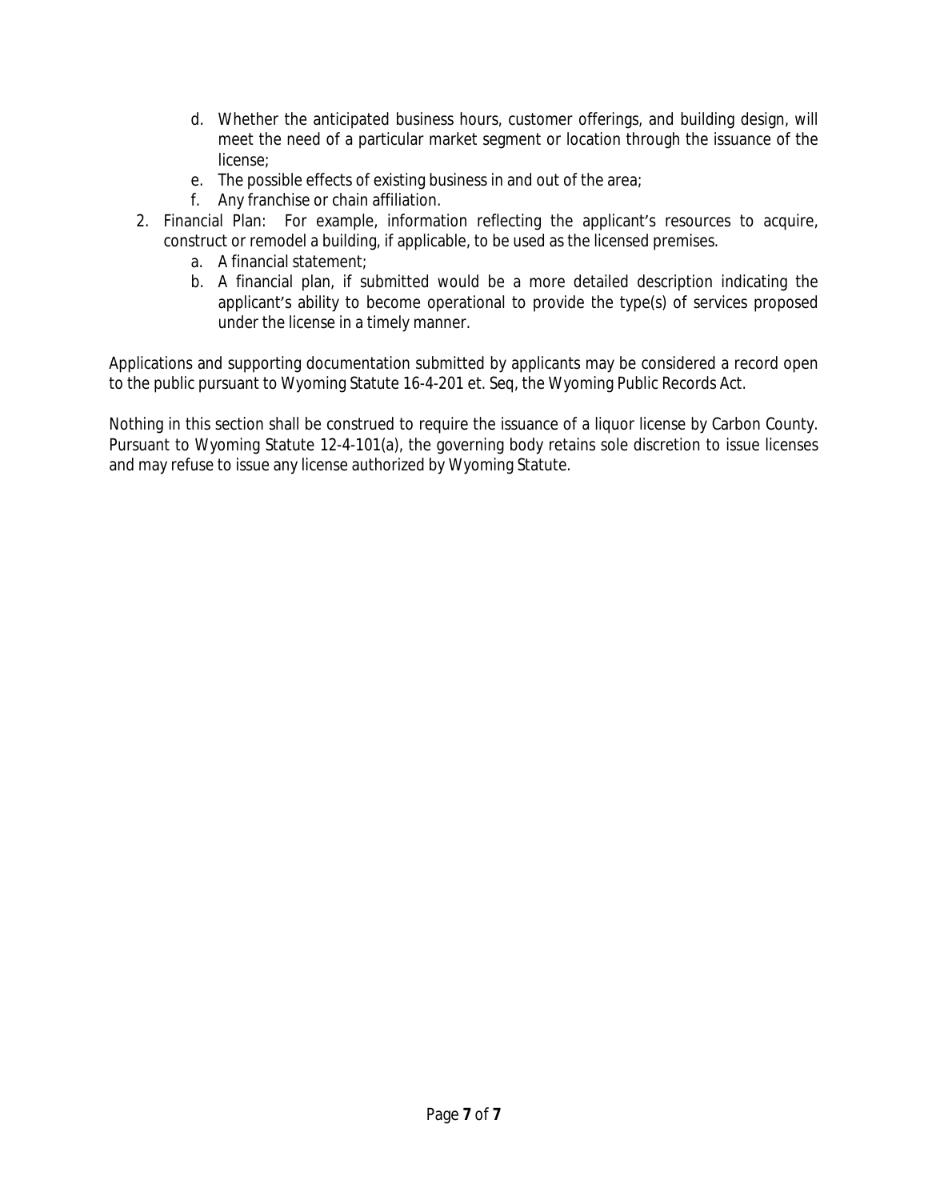d. Whether the anticipated business hours, customer offerings, and building design, will meet the need of a particular market segment or location through the issuance of the license;
    e. The possible effects of existing business in and out of the area;
    f. Any franchise or chain affiliation.
2. Financial Plan: For example, information reflecting the applicant's resources to acquire, construct or remodel a building, if applicable, to be used as the licensed premises.
    a. A financial statement;
    b. A financial plan, if submitted would be a more detailed description indicating the applicant's ability to become operational to provide the type(s) of services proposed under the license in a timely manner.

Applications and supporting documentation submitted by applicants may be considered a record open to the public pursuant to Wyoming Statute 16-4-201 et. Seq, the Wyoming Public Records Act.

Nothing in this section shall be construed to require the issuance of a liquor license by Carbon County. Pursuant to Wyoming Statute 12-4-101(a), the governing body retains sole discretion to issue licenses and may refuse to issue any license authorized by Wyoming Statute.